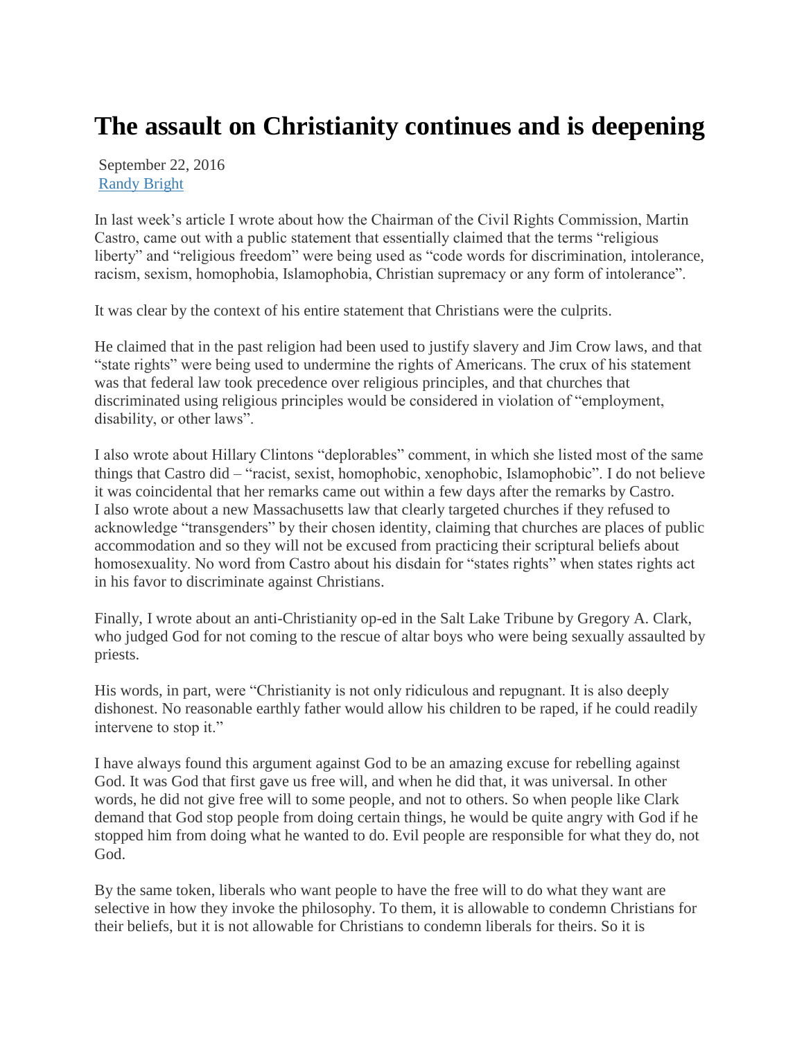# The assault on Christianity continues and is deepening

September 22, 2016
Randy Bright

In last week's article I wrote about how the Chairman of the Civil Rights Commission, Martin Castro, came out with a public statement that essentially claimed that the terms "religious liberty" and "religious freedom" were being used as "code words for discrimination, intolerance, racism, sexism, homophobia, Islamophobia, Christian supremacy or any form of intolerance".

It was clear by the context of his entire statement that Christians were the culprits.

He claimed that in the past religion had been used to justify slavery and Jim Crow laws, and that "state rights" were being used to undermine the rights of Americans. The crux of his statement was that federal law took precedence over religious principles, and that churches that discriminated using religious principles would be considered in violation of "employment, disability, or other laws".

I also wrote about Hillary Clintons "deplorables" comment, in which she listed most of the same things that Castro did – "racist, sexist, homophobic, xenophobic, Islamophobic". I do not believe it was coincidental that her remarks came out within a few days after the remarks by Castro. I also wrote about a new Massachusetts law that clearly targeted churches if they refused to acknowledge "transgenders" by their chosen identity, claiming that churches are places of public accommodation and so they will not be excused from practicing their scriptural beliefs about homosexuality. No word from Castro about his disdain for "states rights" when states rights act in his favor to discriminate against Christians.

Finally, I wrote about an anti-Christianity op-ed in the Salt Lake Tribune by Gregory A. Clark, who judged God for not coming to the rescue of altar boys who were being sexually assaulted by priests.

His words, in part, were "Christianity is not only ridiculous and repugnant. It is also deeply dishonest. No reasonable earthly father would allow his children to be raped, if he could readily intervene to stop it."

I have always found this argument against God to be an amazing excuse for rebelling against God. It was God that first gave us free will, and when he did that, it was universal. In other words, he did not give free will to some people, and not to others. So when people like Clark demand that God stop people from doing certain things, he would be quite angry with God if he stopped him from doing what he wanted to do. Evil people are responsible for what they do, not God.

By the same token, liberals who want people to have the free will to do what they want are selective in how they invoke the philosophy. To them, it is allowable to condemn Christians for their beliefs, but it is not allowable for Christians to condemn liberals for theirs. So it is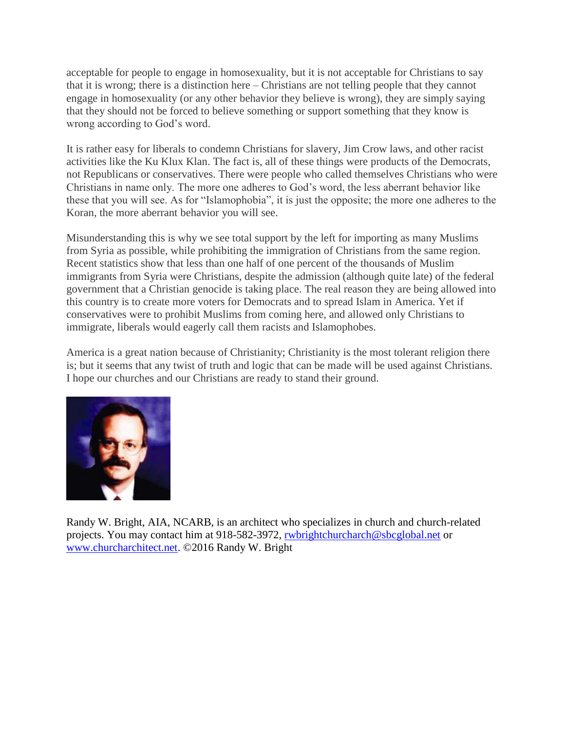acceptable for people to engage in homosexuality, but it is not acceptable for Christians to say that it is wrong; there is a distinction here – Christians are not telling people that they cannot engage in homosexuality (or any other behavior they believe is wrong), they are simply saying that they should not be forced to believe something or support something that they know is wrong according to God's word.

It is rather easy for liberals to condemn Christians for slavery, Jim Crow laws, and other racist activities like the Ku Klux Klan. The fact is, all of these things were products of the Democrats, not Republicans or conservatives. There were people who called themselves Christians who were Christians in name only. The more one adheres to God's word, the less aberrant behavior like these that you will see. As for "Islamophobia", it is just the opposite; the more one adheres to the Koran, the more aberrant behavior you will see.

Misunderstanding this is why we see total support by the left for importing as many Muslims from Syria as possible, while prohibiting the immigration of Christians from the same region. Recent statistics show that less than one half of one percent of the thousands of Muslim immigrants from Syria were Christians, despite the admission (although quite late) of the federal government that a Christian genocide is taking place. The real reason they are being allowed into this country is to create more voters for Democrats and to spread Islam in America. Yet if conservatives were to prohibit Muslims from coming here, and allowed only Christians to immigrate, liberals would eagerly call them racists and Islamophobes.

America is a great nation because of Christianity; Christianity is the most tolerant religion there is; but it seems that any twist of truth and logic that can be made will be used against Christians. I hope our churches and our Christians are ready to stand their ground.

Randy W. Bright, AIA, NCARB, is an architect who specializes in church and church-related projects. You may contact him at 918-582-3972, rwbrightchurcharch@sbcglobal.net or www.churcharchitect.net. ©2016 Randy W. Bright